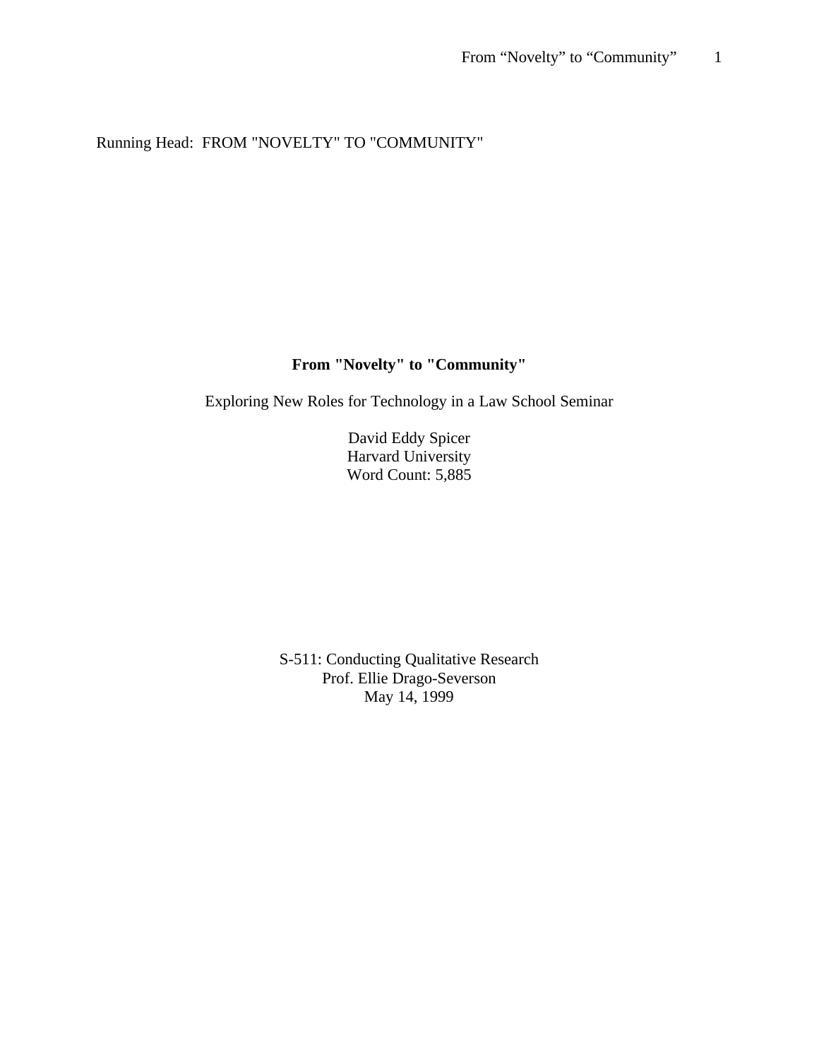Running Head: FROM "NOVELTY" TO "COMMUNITY"

# From "Novelty" to "Community"

Exploring New Roles for Technology in a Law School Seminar

David Eddy Spicer
Harvard University
Word Count: 5,885

S-511: Conducting Qualitative Research
Prof. Ellie Drago-Severson
May 14, 1999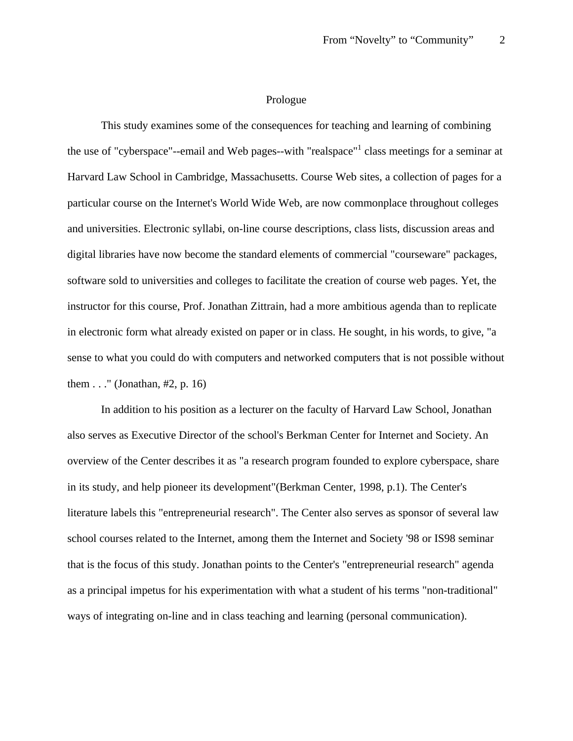## Prologue

This study examines some of the consequences for teaching and learning of combining the use of "cyberspace"--email and Web pages--with "realspace"[1] class meetings for a seminar at Harvard Law School in Cambridge, Massachusetts. Course Web sites, a collection of pages for a particular course on the Internet's World Wide Web, are now commonplace throughout colleges and universities. Electronic syllabi, on-line course descriptions, class lists, discussion areas and digital libraries have now become the standard elements of commercial "courseware" packages, software sold to universities and colleges to facilitate the creation of course web pages. Yet, the instructor for this course, Prof. Jonathan Zittrain, had a more ambitious agenda than to replicate in electronic form what already existed on paper or in class. He sought, in his words, to give, "a sense to what you could do with computers and networked computers that is not possible without them . . ." (Jonathan, #2, p. 16)

In addition to his position as a lecturer on the faculty of Harvard Law School, Jonathan also serves as Executive Director of the school's Berkman Center for Internet and Society. An overview of the Center describes it as "a research program founded to explore cyberspace, share in its study, and help pioneer its development"(Berkman Center, 1998, p.1). The Center's literature labels this "entrepreneurial research". The Center also serves as sponsor of several law school courses related to the Internet, among them the Internet and Society '98 or IS98 seminar that is the focus of this study. Jonathan points to the Center's "entrepreneurial research" agenda as a principal impetus for his experimentation with what a student of his terms "non-traditional" ways of integrating on-line and in class teaching and learning (personal communication).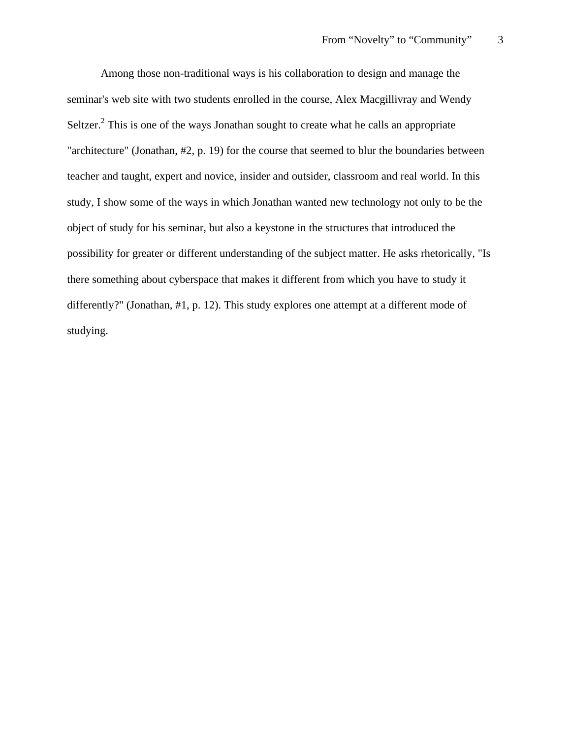Among those non-traditional ways is his collaboration to design and manage the seminar's web site with two students enrolled in the course, Alex Macgillivray and Wendy Seltzer.[2] This is one of the ways Jonathan sought to create what he calls an appropriate "architecture" (Jonathan, #2, p. 19) for the course that seemed to blur the boundaries between teacher and taught, expert and novice, insider and outsider, classroom and real world. In this study, I show some of the ways in which Jonathan wanted new technology not only to be the object of study for his seminar, but also a keystone in the structures that introduced the possibility for greater or different understanding of the subject matter. He asks rhetorically, "Is there something about cyberspace that makes it different from which you have to study it differently?" (Jonathan, #1, p. 12). This study explores one attempt at a different mode of studying.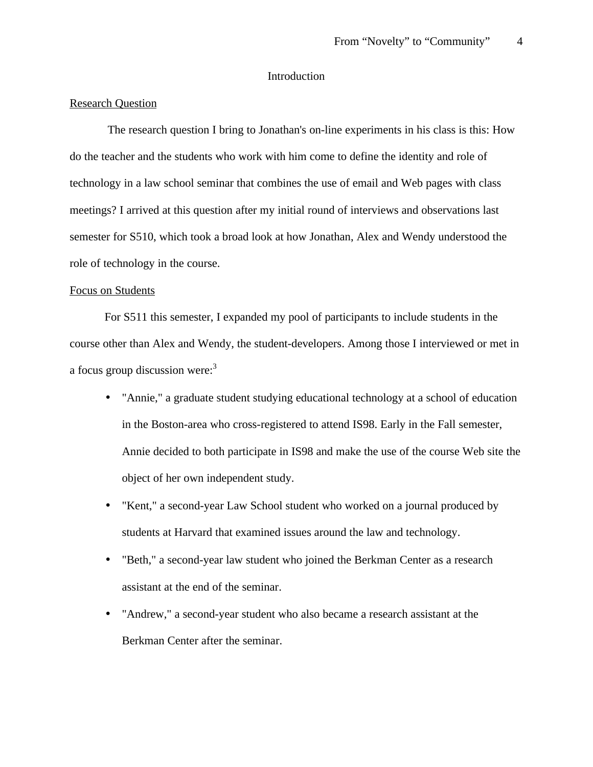# Introduction

Research Question

The research question I bring to Jonathan's on-line experiments in his class is this: How do the teacher and the students who work with him come to define the identity and role of technology in a law school seminar that combines the use of email and Web pages with class meetings? I arrived at this question after my initial round of interviews and observations last semester for S510, which took a broad look at how Jonathan, Alex and Wendy understood the role of technology in the course.

Focus on Students

For S511 this semester, I expanded my pool of participants to include students in the course other than Alex and Wendy, the student-developers. Among those I interviewed or met in a focus group discussion were:[3]

- "Annie," a graduate student studying educational technology at a school of education in the Boston-area who cross-registered to attend IS98. Early in the Fall semester, Annie decided to both participate in IS98 and make the use of the course Web site the object of her own independent study.
- "Kent," a second-year Law School student who worked on a journal produced by students at Harvard that examined issues around the law and technology.
- "Beth," a second-year law student who joined the Berkman Center as a research assistant at the end of the seminar.
- "Andrew," a second-year student who also became a research assistant at the Berkman Center after the seminar.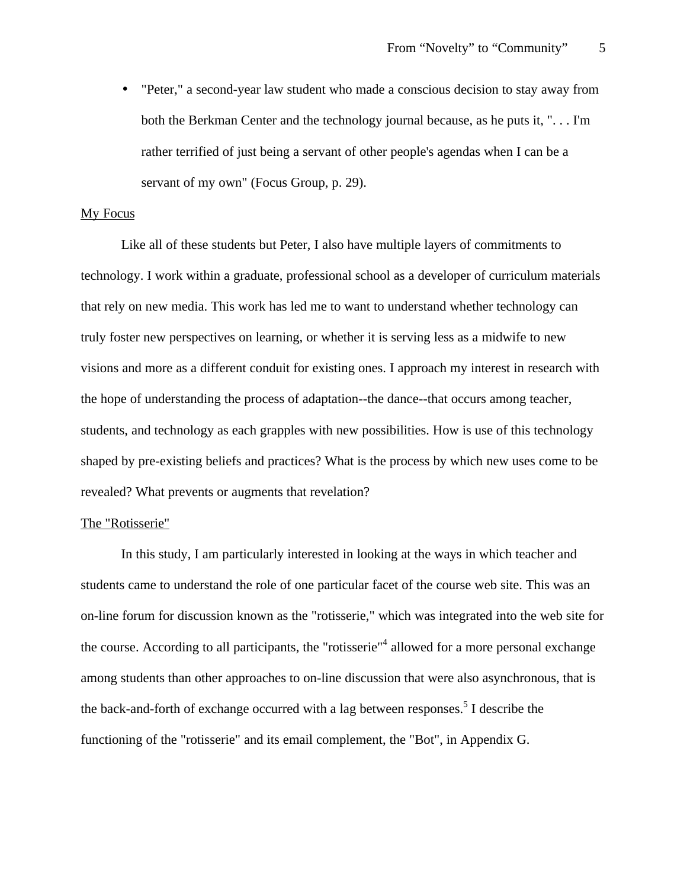- "Peter," a second-year law student who made a conscious decision to stay away from both the Berkman Center and the technology journal because, as he puts it, ". . . I'm rather terrified of just being a servant of other people's agendas when I can be a servant of my own" (Focus Group, p. 29).

<u>My Focus</u>

Like all of these students but Peter, I also have multiple layers of commitments to technology. I work within a graduate, professional school as a developer of curriculum materials that rely on new media. This work has led me to want to understand whether technology can truly foster new perspectives on learning, or whether it is serving less as a midwife to new visions and more as a different conduit for existing ones. I approach my interest in research with the hope of understanding the process of adaptation--the dance--that occurs among teacher, students, and technology as each grapples with new possibilities. How is use of this technology shaped by pre-existing beliefs and practices? What is the process by which new uses come to be revealed? What prevents or augments that revelation?

<u>The "Rotisserie"</u>

In this study, I am particularly interested in looking at the ways in which teacher and students came to understand the role of one particular facet of the course web site. This was an on-line forum for discussion known as the "rotisserie," which was integrated into the web site for the course. According to all participants, the "rotisserie"[4] allowed for a more personal exchange among students than other approaches to on-line discussion that were also asynchronous, that is the back-and-forth of exchange occurred with a lag between responses.[5] I describe the functioning of the "rotisserie" and its email complement, the "Bot", in Appendix G.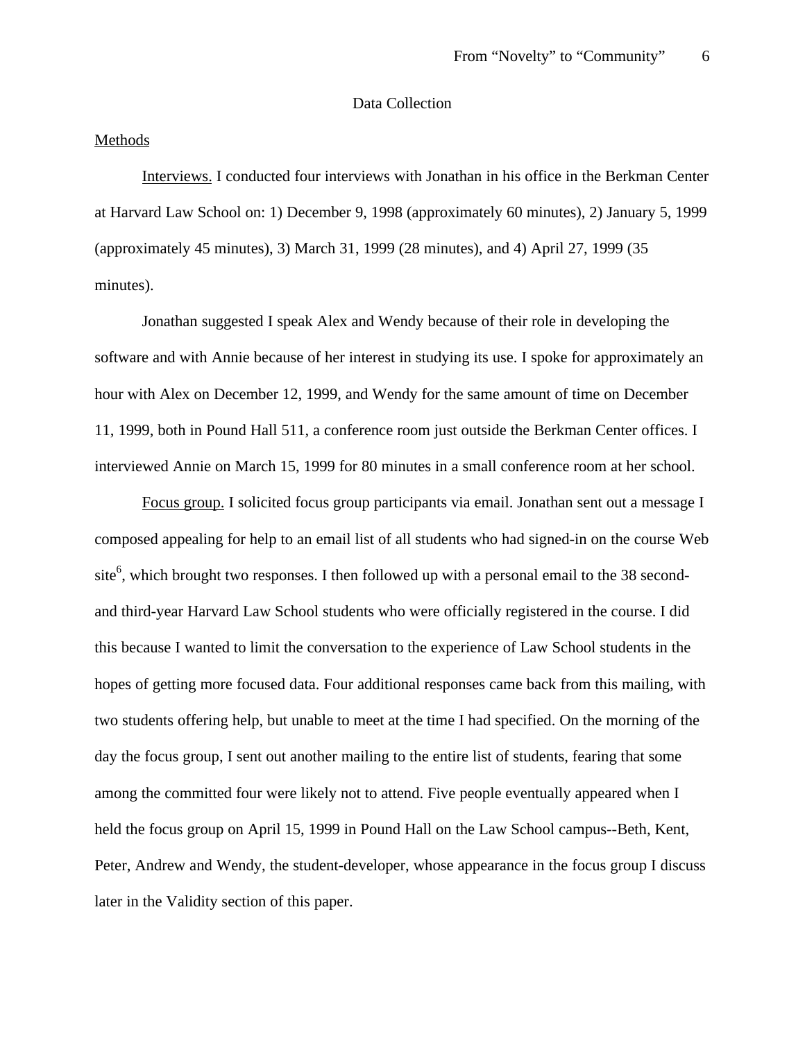## Data Collection

### Methods

Interviews. I conducted four interviews with Jonathan in his office in the Berkman Center at Harvard Law School on: 1) December 9, 1998 (approximately 60 minutes), 2) January 5, 1999 (approximately 45 minutes), 3) March 31, 1999 (28 minutes), and 4) April 27, 1999 (35 minutes).

Jonathan suggested I speak Alex and Wendy because of their role in developing the software and with Annie because of her interest in studying its use. I spoke for approximately an hour with Alex on December 12, 1999, and Wendy for the same amount of time on December 11, 1999, both in Pound Hall 511, a conference room just outside the Berkman Center offices. I interviewed Annie on March 15, 1999 for 80 minutes in a small conference room at her school.

Focus group. I solicited focus group participants via email. Jonathan sent out a message I composed appealing for help to an email list of all students who had signed-in on the course Web site[6], which brought two responses. I then followed up with a personal email to the 38 second- and third-year Harvard Law School students who were officially registered in the course. I did this because I wanted to limit the conversation to the experience of Law School students in the hopes of getting more focused data. Four additional responses came back from this mailing, with two students offering help, but unable to meet at the time I had specified. On the morning of the day the focus group, I sent out another mailing to the entire list of students, fearing that some among the committed four were likely not to attend. Five people eventually appeared when I held the focus group on April 15, 1999 in Pound Hall on the Law School campus--Beth, Kent, Peter, Andrew and Wendy, the student-developer, whose appearance in the focus group I discuss later in the Validity section of this paper.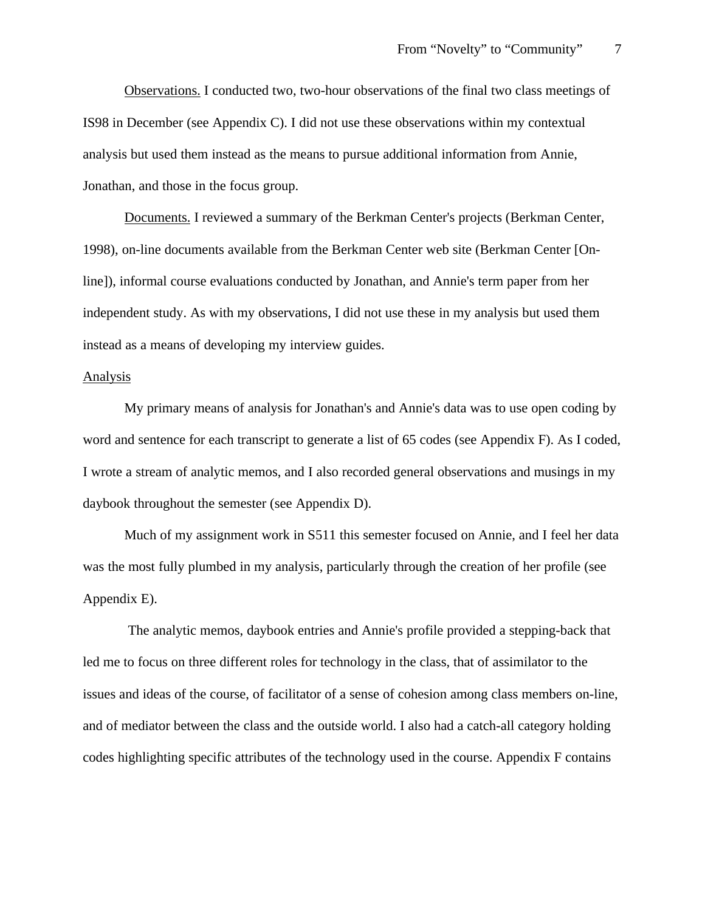Observations. I conducted two, two-hour observations of the final two class meetings of IS98 in December (see Appendix C). I did not use these observations within my contextual analysis but used them instead as the means to pursue additional information from Annie, Jonathan, and those in the focus group.

Documents. I reviewed a summary of the Berkman Center's projects (Berkman Center, 1998), on-line documents available from the Berkman Center web site (Berkman Center [On-line]), informal course evaluations conducted by Jonathan, and Annie's term paper from her independent study. As with my observations, I did not use these in my analysis but used them instead as a means of developing my interview guides.

## Analysis

My primary means of analysis for Jonathan's and Annie's data was to use open coding by word and sentence for each transcript to generate a list of 65 codes (see Appendix F). As I coded, I wrote a stream of analytic memos, and I also recorded general observations and musings in my daybook throughout the semester (see Appendix D).

Much of my assignment work in S511 this semester focused on Annie, and I feel her data was the most fully plumbed in my analysis, particularly through the creation of her profile (see Appendix E).

The analytic memos, daybook entries and Annie's profile provided a stepping-back that led me to focus on three different roles for technology in the class, that of assimilator to the issues and ideas of the course, of facilitator of a sense of cohesion among class members on-line, and of mediator between the class and the outside world. I also had a catch-all category holding codes highlighting specific attributes of the technology used in the course. Appendix F contains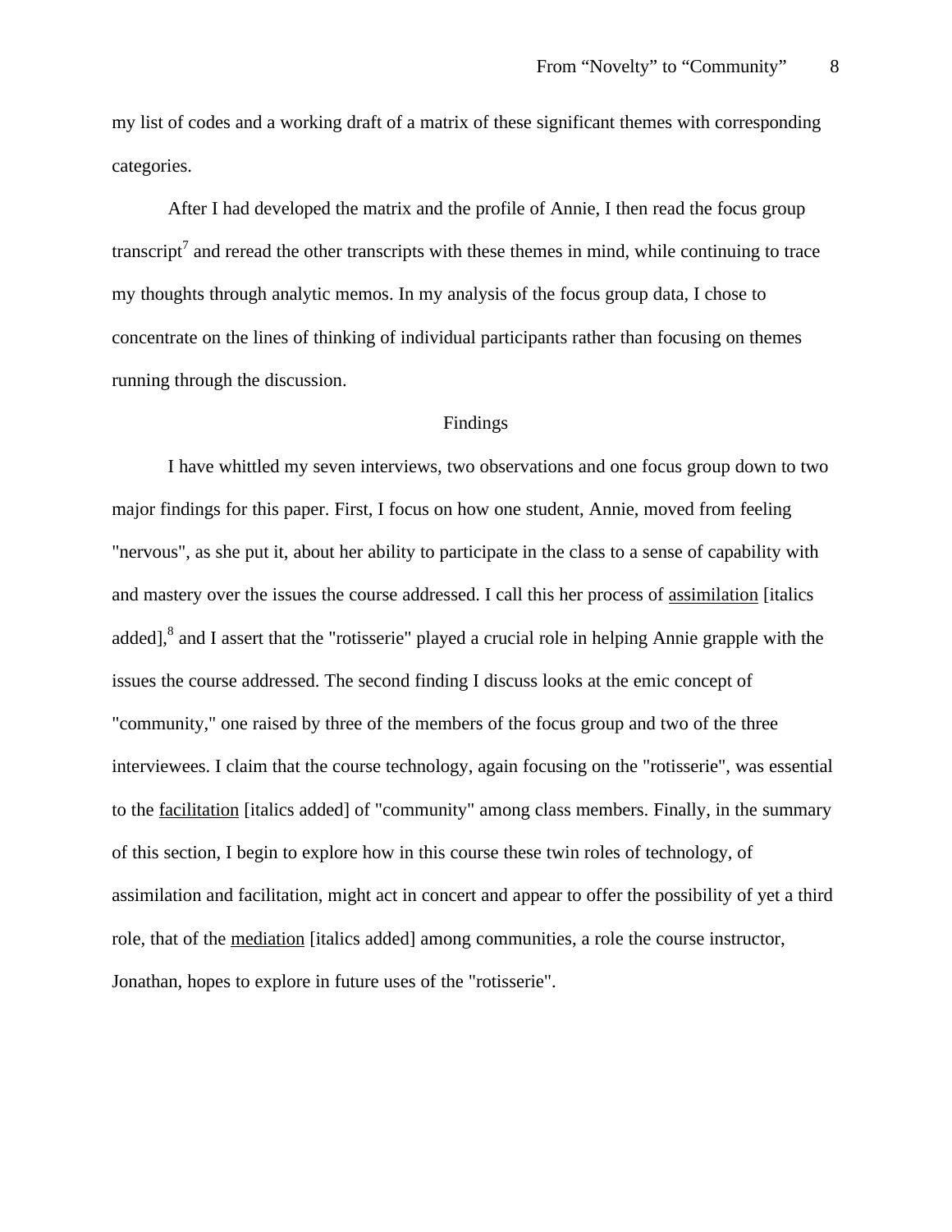my list of codes and a working draft of a matrix of these significant themes with corresponding categories.

After I had developed the matrix and the profile of Annie, I then read the focus group transcript[7] and reread the other transcripts with these themes in mind, while continuing to trace my thoughts through analytic memos. In my analysis of the focus group data, I chose to concentrate on the lines of thinking of individual participants rather than focusing on themes running through the discussion.

## Findings

I have whittled my seven interviews, two observations and one focus group down to two major findings for this paper. First, I focus on how one student, Annie, moved from feeling "nervous", as she put it, about her ability to participate in the class to a sense of capability with and mastery over the issues the course addressed. I call this her process of _assimilation_ [italics added],[8] and I assert that the "rotisserie" played a crucial role in helping Annie grapple with the issues the course addressed. The second finding I discuss looks at the emic concept of "community," one raised by three of the members of the focus group and two of the three interviewees. I claim that the course technology, again focusing on the "rotisserie", was essential to the _facilitation_ [italics added] of "community" among class members. Finally, in the summary of this section, I begin to explore how in this course these twin roles of technology, of assimilation and facilitation, might act in concert and appear to offer the possibility of yet a third role, that of the _mediation_ [italics added] among communities, a role the course instructor, Jonathan, hopes to explore in future uses of the "rotisserie".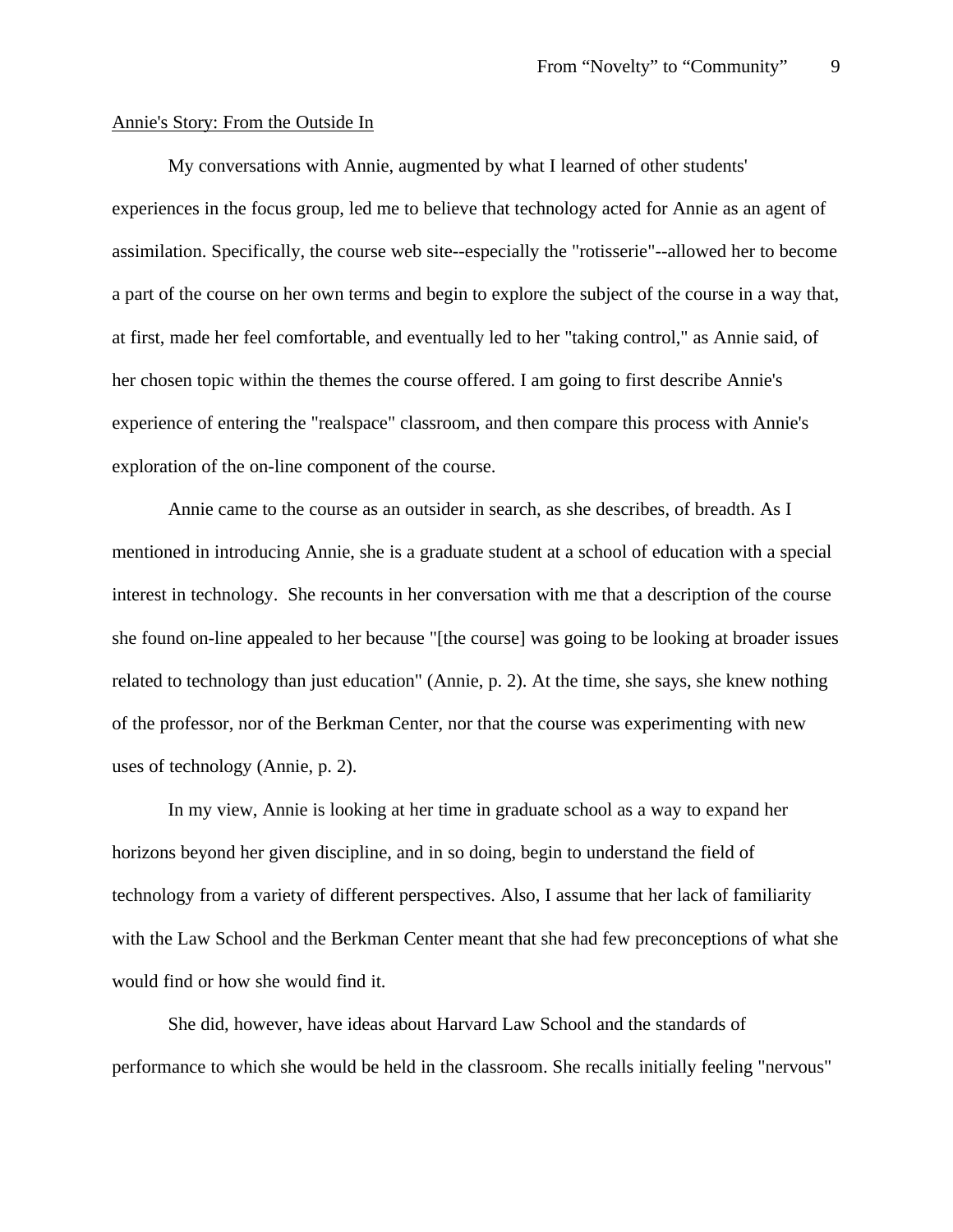<u>Annie's Story: From the Outside In</u>

My conversations with Annie, augmented by what I learned of other students' experiences in the focus group, led me to believe that technology acted for Annie as an agent of assimilation. Specifically, the course web site--especially the "rotisserie"--allowed her to become a part of the course on her own terms and begin to explore the subject of the course in a way that, at first, made her feel comfortable, and eventually led to her "taking control," as Annie said, of her chosen topic within the themes the course offered. I am going to first describe Annie's experience of entering the "realspace" classroom, and then compare this process with Annie's exploration of the on-line component of the course.

Annie came to the course as an outsider in search, as she describes, of breadth. As I mentioned in introducing Annie, she is a graduate student at a school of education with a special interest in technology. She recounts in her conversation with me that a description of the course she found on-line appealed to her because "[the course] was going to be looking at broader issues related to technology than just education" (Annie, p. 2). At the time, she says, she knew nothing of the professor, nor of the Berkman Center, nor that the course was experimenting with new uses of technology (Annie, p. 2).

In my view, Annie is looking at her time in graduate school as a way to expand her horizons beyond her given discipline, and in so doing, begin to understand the field of technology from a variety of different perspectives. Also, I assume that her lack of familiarity with the Law School and the Berkman Center meant that she had few preconceptions of what she would find or how she would find it.

She did, however, have ideas about Harvard Law School and the standards of performance to which she would be held in the classroom. She recalls initially feeling "nervous"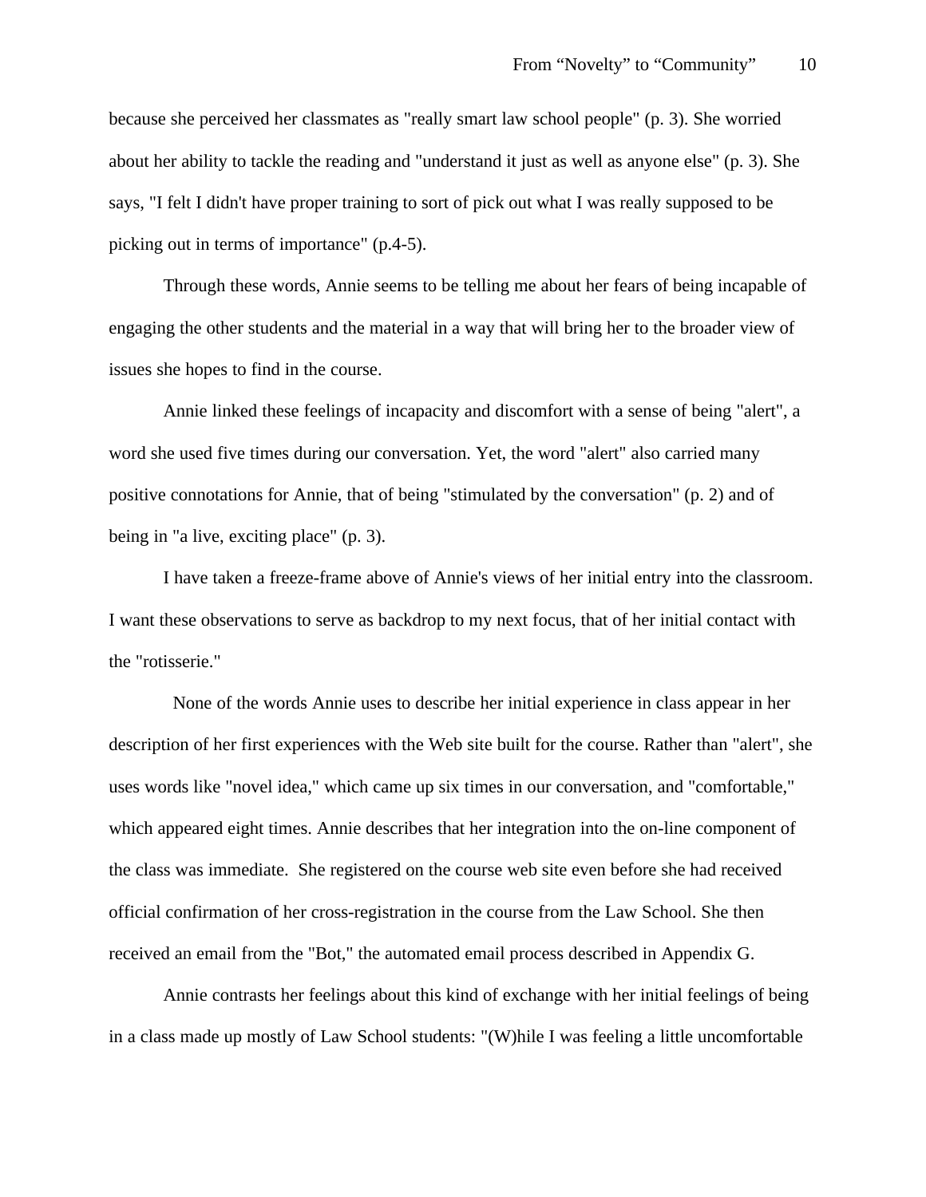because she perceived her classmates as "really smart law school people" (p. 3). She worried about her ability to tackle the reading and "understand it just as well as anyone else" (p. 3). She says, "I felt I didn't have proper training to sort of pick out what I was really supposed to be picking out in terms of importance" (p.4-5).

Through these words, Annie seems to be telling me about her fears of being incapable of engaging the other students and the material in a way that will bring her to the broader view of issues she hopes to find in the course.

Annie linked these feelings of incapacity and discomfort with a sense of being "alert", a word she used five times during our conversation. Yet, the word "alert" also carried many positive connotations for Annie, that of being "stimulated by the conversation" (p. 2) and of being in "a live, exciting place" (p. 3).

I have taken a freeze-frame above of Annie's views of her initial entry into the classroom. I want these observations to serve as backdrop to my next focus, that of her initial contact with the "rotisserie."

None of the words Annie uses to describe her initial experience in class appear in her description of her first experiences with the Web site built for the course. Rather than "alert", she uses words like "novel idea," which came up six times in our conversation, and "comfortable," which appeared eight times. Annie describes that her integration into the on-line component of the class was immediate. She registered on the course web site even before she had received official confirmation of her cross-registration in the course from the Law School. She then received an email from the "Bot," the automated email process described in Appendix G.

Annie contrasts her feelings about this kind of exchange with her initial feelings of being in a class made up mostly of Law School students: "(W)hile I was feeling a little uncomfortable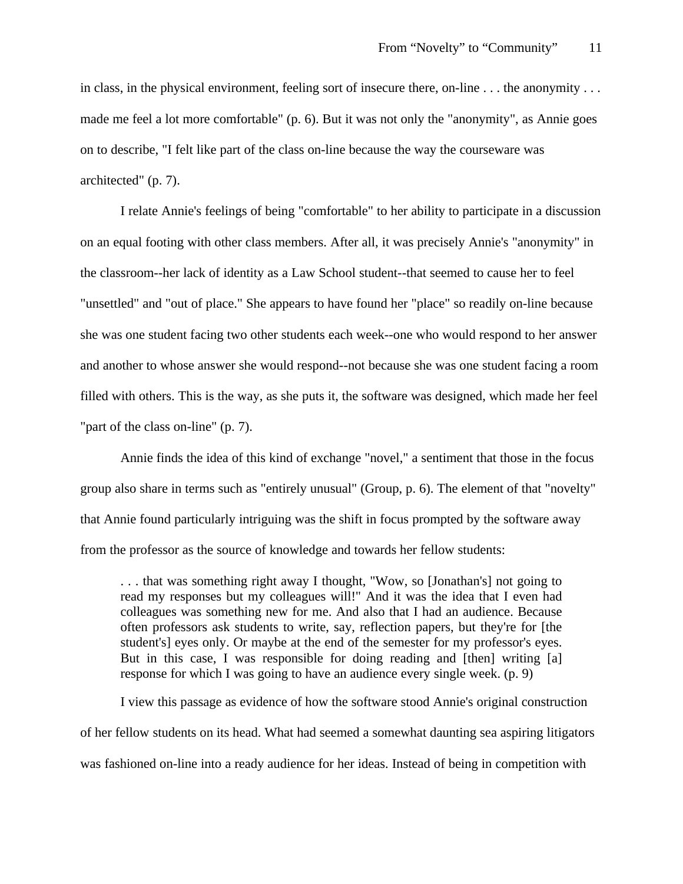in class, in the physical environment, feeling sort of insecure there, on-line . . . the anonymity . . . made me feel a lot more comfortable" (p. 6). But it was not only the "anonymity", as Annie goes on to describe, "I felt like part of the class on-line because the way the courseware was architected" (p. 7).

I relate Annie's feelings of being "comfortable" to her ability to participate in a discussion on an equal footing with other class members. After all, it was precisely Annie's "anonymity" in the classroom--her lack of identity as a Law School student--that seemed to cause her to feel "unsettled" and "out of place." She appears to have found her "place" so readily on-line because she was one student facing two other students each week--one who would respond to her answer and another to whose answer she would respond--not because she was one student facing a room filled with others. This is the way, as she puts it, the software was designed, which made her feel "part of the class on-line" (p. 7).

Annie finds the idea of this kind of exchange "novel," a sentiment that those in the focus group also share in terms such as "entirely unusual" (Group, p. 6). The element of that "novelty" that Annie found particularly intriguing was the shift in focus prompted by the software away from the professor as the source of knowledge and towards her fellow students:

> . . . that was something right away I thought, "Wow, so [Jonathan's] not going to read my responses but my colleagues will!" And it was the idea that I even had colleagues was something new for me. And also that I had an audience. Because often professors ask students to write, say, reflection papers, but they're for [the student's] eyes only. Or maybe at the end of the semester for my professor's eyes. But in this case, I was responsible for doing reading and [then] writing [a] response for which I was going to have an audience every single week. (p. 9)

I view this passage as evidence of how the software stood Annie's original construction of her fellow students on its head. What had seemed a somewhat daunting sea aspiring litigators was fashioned on-line into a ready audience for her ideas. Instead of being in competition with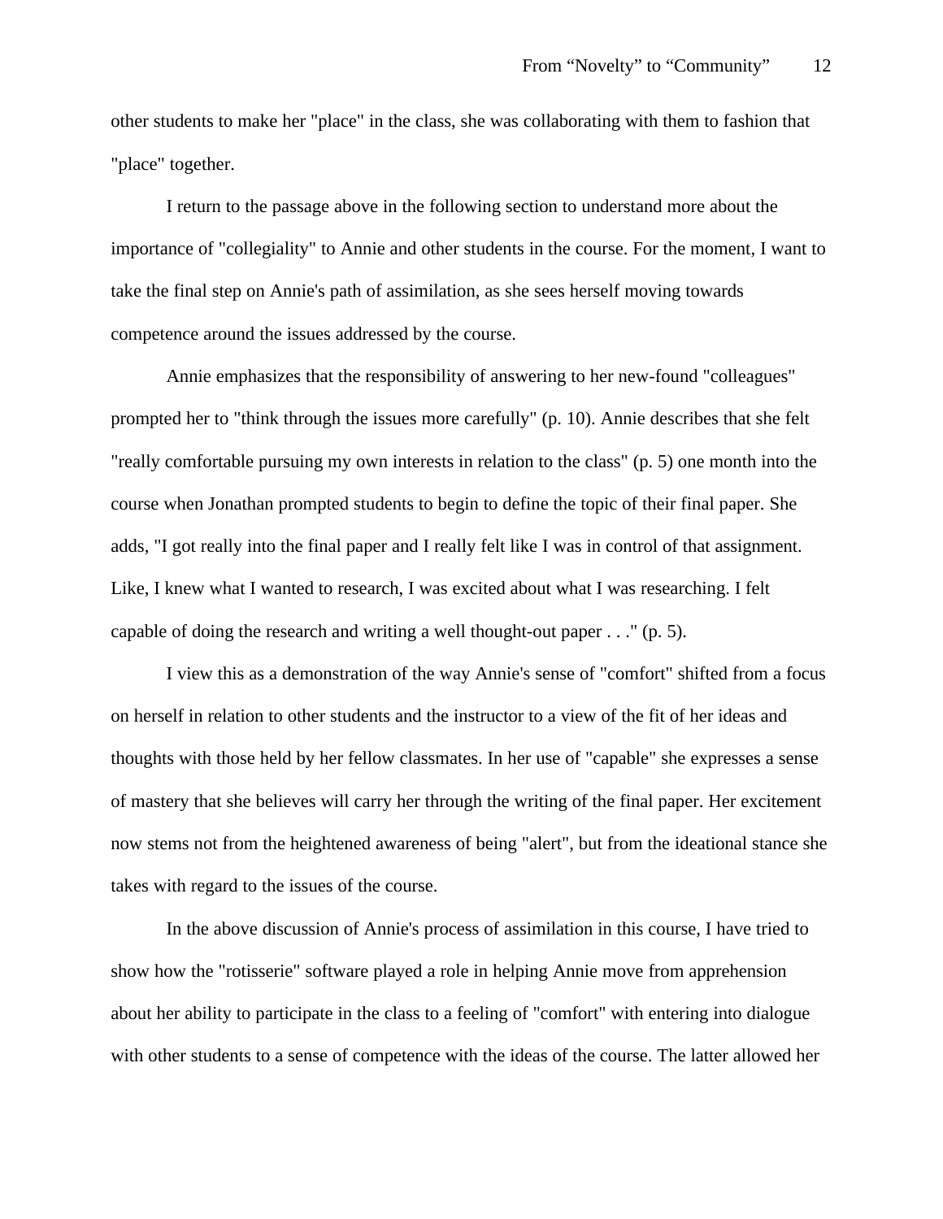other students to make her "place" in the class, she was collaborating with them to fashion that "place" together.

I return to the passage above in the following section to understand more about the importance of "collegiality" to Annie and other students in the course. For the moment, I want to take the final step on Annie's path of assimilation, as she sees herself moving towards competence around the issues addressed by the course.

Annie emphasizes that the responsibility of answering to her new-found "colleagues" prompted her to "think through the issues more carefully" (p. 10). Annie describes that she felt "really comfortable pursuing my own interests in relation to the class" (p. 5) one month into the course when Jonathan prompted students to begin to define the topic of their final paper. She adds, "I got really into the final paper and I really felt like I was in control of that assignment. Like, I knew what I wanted to research, I was excited about what I was researching. I felt capable of doing the research and writing a well thought-out paper . . ." (p. 5).

I view this as a demonstration of the way Annie's sense of "comfort" shifted from a focus on herself in relation to other students and the instructor to a view of the fit of her ideas and thoughts with those held by her fellow classmates. In her use of "capable" she expresses a sense of mastery that she believes will carry her through the writing of the final paper. Her excitement now stems not from the heightened awareness of being "alert", but from the ideational stance she takes with regard to the issues of the course.

In the above discussion of Annie's process of assimilation in this course, I have tried to show how the "rotisserie" software played a role in helping Annie move from apprehension about her ability to participate in the class to a feeling of "comfort" with entering into dialogue with other students to a sense of competence with the ideas of the course. The latter allowed her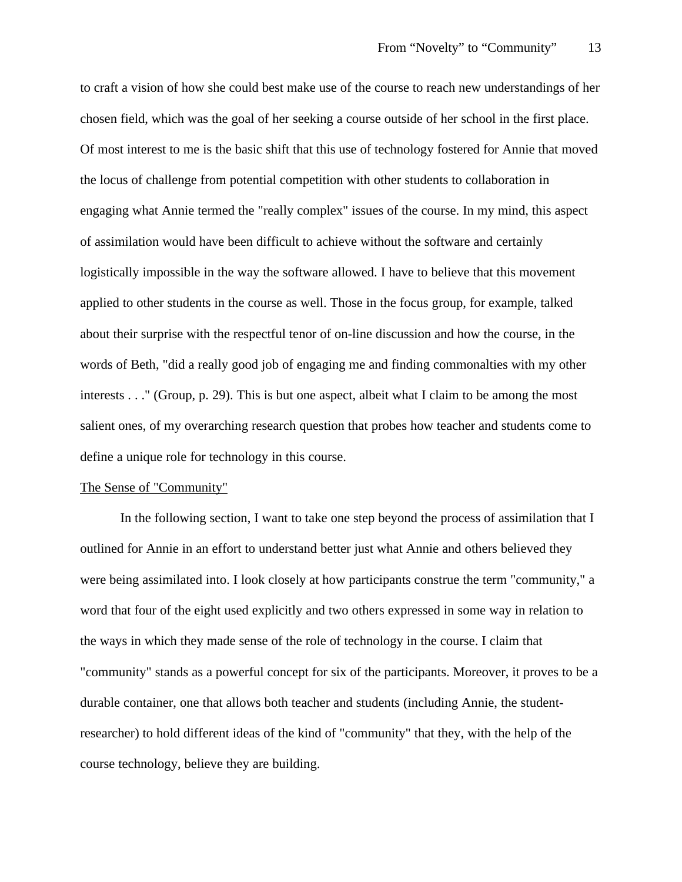to craft a vision of how she could best make use of the course to reach new understandings of her chosen field, which was the goal of her seeking a course outside of her school in the first place. Of most interest to me is the basic shift that this use of technology fostered for Annie that moved the locus of challenge from potential competition with other students to collaboration in engaging what Annie termed the "really complex" issues of the course. In my mind, this aspect of assimilation would have been difficult to achieve without the software and certainly logistically impossible in the way the software allowed. I have to believe that this movement applied to other students in the course as well. Those in the focus group, for example, talked about their surprise with the respectful tenor of on-line discussion and how the course, in the words of Beth, "did a really good job of engaging me and finding commonalties with my other interests . . ." (Group, p. 29). This is but one aspect, albeit what I claim to be among the most salient ones, of my overarching research question that probes how teacher and students come to define a unique role for technology in this course.

<u>The Sense of "Community"</u>

In the following section, I want to take one step beyond the process of assimilation that I outlined for Annie in an effort to understand better just what Annie and others believed they were being assimilated into. I look closely at how participants construe the term "community," a word that four of the eight used explicitly and two others expressed in some way in relation to the ways in which they made sense of the role of technology in the course. I claim that "community" stands as a powerful concept for six of the participants. Moreover, it proves to be a durable container, one that allows both teacher and students (including Annie, the student-researcher) to hold different ideas of the kind of "community" that they, with the help of the course technology, believe they are building.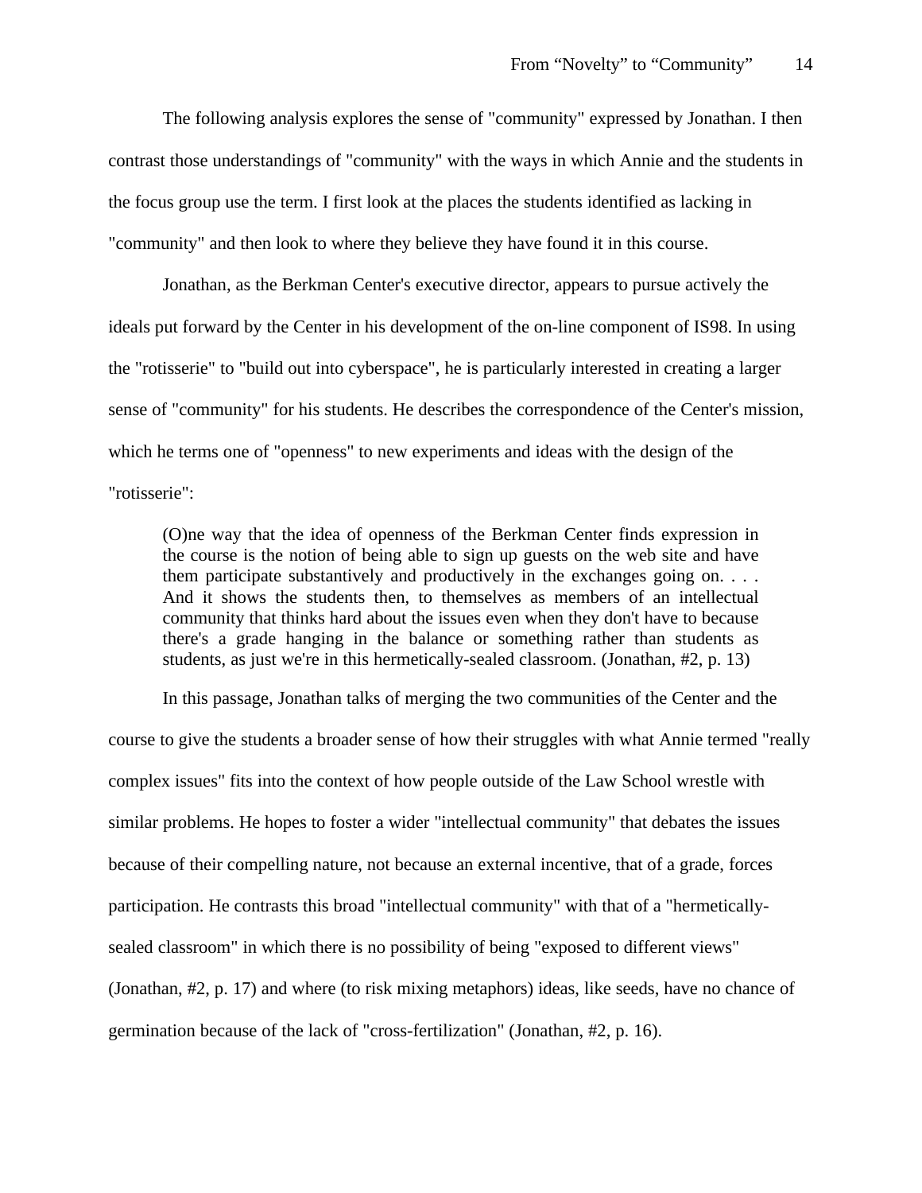The following analysis explores the sense of "community" expressed by Jonathan. I then contrast those understandings of "community" with the ways in which Annie and the students in the focus group use the term. I first look at the places the students identified as lacking in "community" and then look to where they believe they have found it in this course.

Jonathan, as the Berkman Center's executive director, appears to pursue actively the ideals put forward by the Center in his development of the on-line component of IS98. In using the "rotisserie" to "build out into cyberspace", he is particularly interested in creating a larger sense of "community" for his students. He describes the correspondence of the Center's mission, which he terms one of "openness" to new experiments and ideas with the design of the "rotisserie":

> (O)ne way that the idea of openness of the Berkman Center finds expression in the course is the notion of being able to sign up guests on the web site and have them participate substantively and productively in the exchanges going on. . . . And it shows the students then, to themselves as members of an intellectual community that thinks hard about the issues even when they don't have to because there's a grade hanging in the balance or something rather than students as students, as just we're in this hermetically-sealed classroom. (Jonathan, #2, p. 13)

In this passage, Jonathan talks of merging the two communities of the Center and the course to give the students a broader sense of how their struggles with what Annie termed "really complex issues" fits into the context of how people outside of the Law School wrestle with similar problems. He hopes to foster a wider "intellectual community" that debates the issues because of their compelling nature, not because an external incentive, that of a grade, forces participation. He contrasts this broad "intellectual community" with that of a "hermetically-sealed classroom" in which there is no possibility of being "exposed to different views" (Jonathan, #2, p. 17) and where (to risk mixing metaphors) ideas, like seeds, have no chance of germination because of the lack of "cross-fertilization" (Jonathan, #2, p. 16).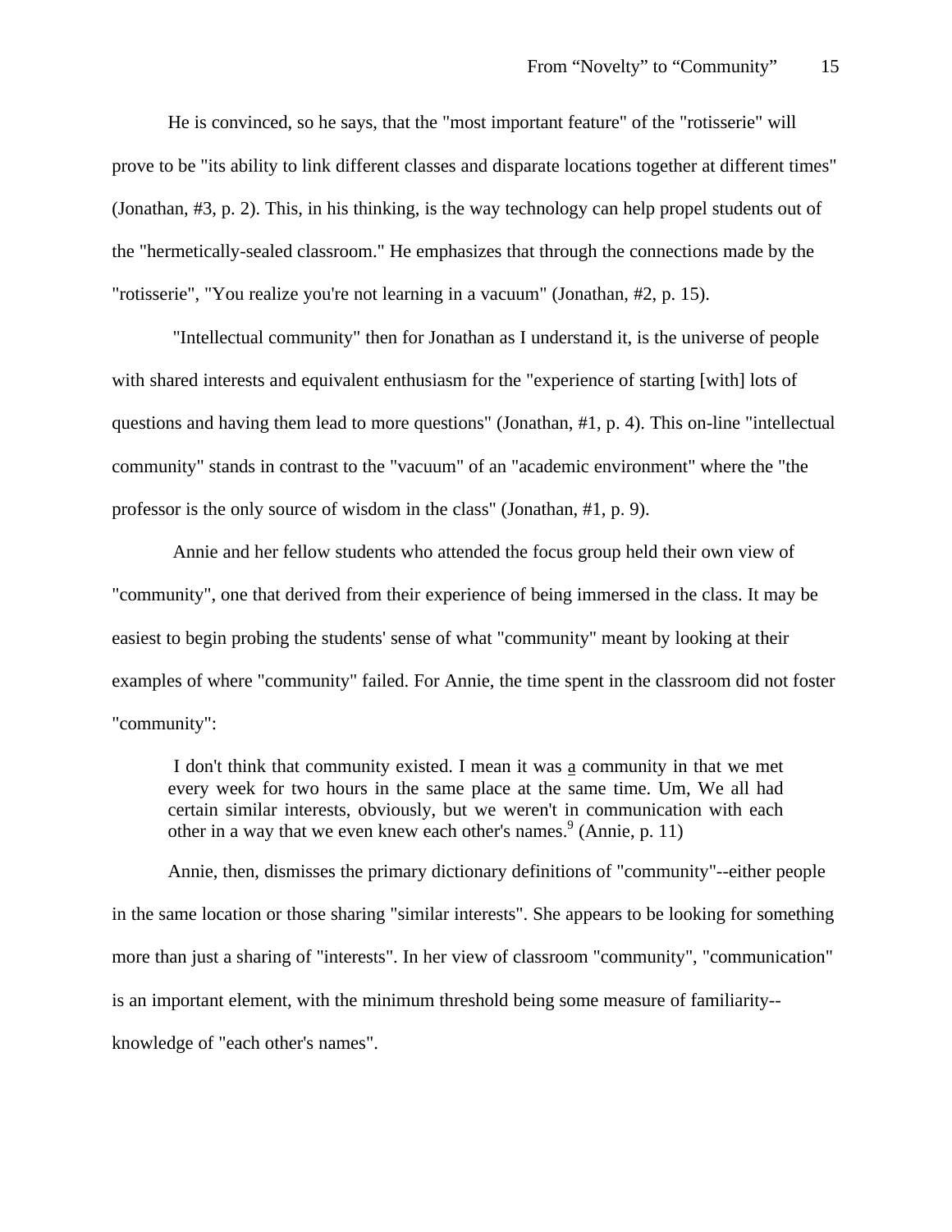He is convinced, so he says, that the "most important feature" of the "rotisserie" will prove to be "its ability to link different classes and disparate locations together at different times" (Jonathan, #3, p. 2). This, in his thinking, is the way technology can help propel students out of the "hermetically-sealed classroom." He emphasizes that through the connections made by the "rotisserie", "You realize you're not learning in a vacuum" (Jonathan, #2, p. 15).

"Intellectual community" then for Jonathan as I understand it, is the universe of people with shared interests and equivalent enthusiasm for the "experience of starting [with] lots of questions and having them lead to more questions" (Jonathan, #1, p. 4). This on-line "intellectual community" stands in contrast to the "vacuum" of an "academic environment" where the "the professor is the only source of wisdom in the class" (Jonathan, #1, p. 9).

Annie and her fellow students who attended the focus group held their own view of "community", one that derived from their experience of being immersed in the class. It may be easiest to begin probing the students' sense of what "community" meant by looking at their examples of where "community" failed. For Annie, the time spent in the classroom did not foster "community":

> I don't think that community existed. I mean it was <u>a</u> community in that we met every week for two hours in the same place at the same time. Um, We all had certain similar interests, obviously, but we weren't in communication with each other in a way that we even knew each other's names.[9] (Annie, p. 11)

Annie, then, dismisses the primary dictionary definitions of "community"--either people in the same location or those sharing "similar interests". She appears to be looking for something more than just a sharing of "interests". In her view of classroom "community", "communication" is an important element, with the minimum threshold being some measure of familiarity--knowledge of "each other's names".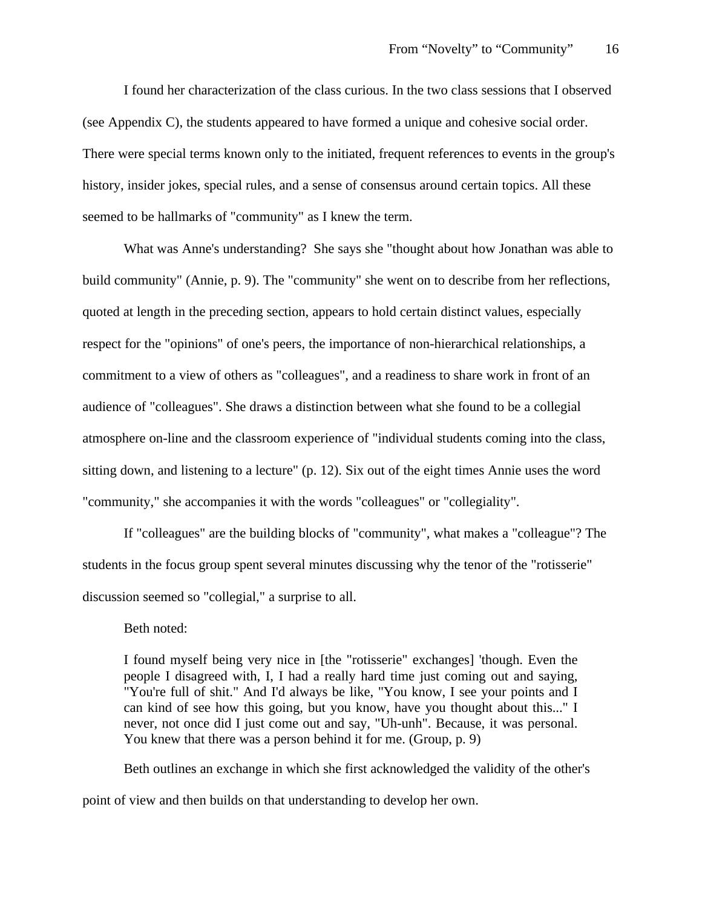I found her characterization of the class curious. In the two class sessions that I observed (see Appendix C), the students appeared to have formed a unique and cohesive social order. There were special terms known only to the initiated, frequent references to events in the group's history, insider jokes, special rules, and a sense of consensus around certain topics. All these seemed to be hallmarks of "community" as I knew the term.

What was Anne's understanding? She says she "thought about how Jonathan was able to build community" (Annie, p. 9). The "community" she went on to describe from her reflections, quoted at length in the preceding section, appears to hold certain distinct values, especially respect for the "opinions" of one's peers, the importance of non-hierarchical relationships, a commitment to a view of others as "colleagues", and a readiness to share work in front of an audience of "colleagues". She draws a distinction between what she found to be a collegial atmosphere on-line and the classroom experience of "individual students coming into the class, sitting down, and listening to a lecture" (p. 12). Six out of the eight times Annie uses the word "community," she accompanies it with the words "colleagues" or "collegiality".

If "colleagues" are the building blocks of "community", what makes a "colleague"? The students in the focus group spent several minutes discussing why the tenor of the "rotisserie" discussion seemed so "collegial," a surprise to all.

Beth noted:

> I found myself being very nice in [the "rotisserie" exchanges] 'though. Even the people I disagreed with, I, I had a really hard time just coming out and saying, "You're full of shit." And I'd always be like, "You know, I see your points and I can kind of see how this going, but you know, have you thought about this..." I never, not once did I just come out and say, "Uh-unh". Because, it was personal. You knew that there was a person behind it for me. (Group, p. 9)

Beth outlines an exchange in which she first acknowledged the validity of the other's point of view and then builds on that understanding to develop her own.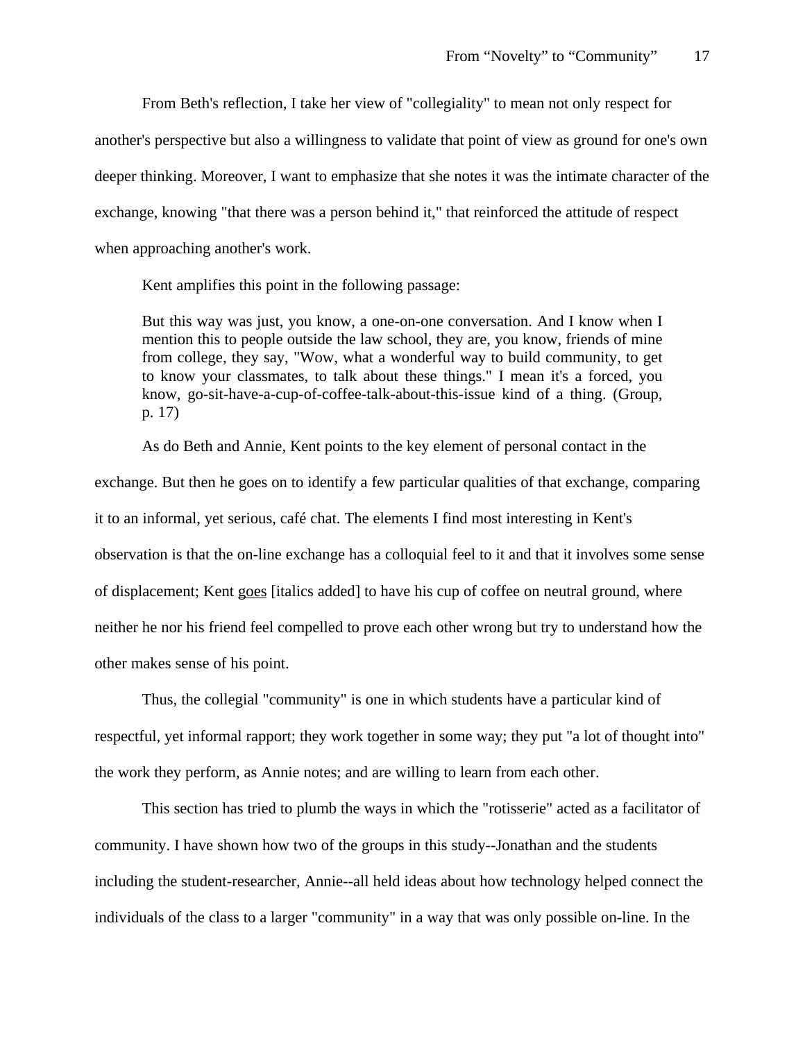From Beth's reflection, I take her view of "collegiality" to mean not only respect for another's perspective but also a willingness to validate that point of view as ground for one's own deeper thinking. Moreover, I want to emphasize that she notes it was the intimate character of the exchange, knowing "that there was a person behind it," that reinforced the attitude of respect when approaching another's work.

Kent amplifies this point in the following passage:

> But this way was just, you know, a one-on-one conversation. And I know when I mention this to people outside the law school, they are, you know, friends of mine from college, they say, "Wow, what a wonderful way to build community, to get to know your classmates, to talk about these things." I mean it's a forced, you know, go-sit-have-a-cup-of-coffee-talk-about-this-issue kind of a thing. (Group, p. 17)

As do Beth and Annie, Kent points to the key element of personal contact in the exchange. But then he goes on to identify a few particular qualities of that exchange, comparing it to an informal, yet serious, café chat. The elements I find most interesting in Kent's observation is that the on-line exchange has a colloquial feel to it and that it involves some sense of displacement; Kent <u>goes</u> [italics added] to have his cup of coffee on neutral ground, where neither he nor his friend feel compelled to prove each other wrong but try to understand how the other makes sense of his point.

Thus, the collegial "community" is one in which students have a particular kind of respectful, yet informal rapport; they work together in some way; they put "a lot of thought into" the work they perform, as Annie notes; and are willing to learn from each other.

This section has tried to plumb the ways in which the "rotisserie" acted as a facilitator of community. I have shown how two of the groups in this study--Jonathan and the students including the student-researcher, Annie--all held ideas about how technology helped connect the individuals of the class to a larger "community" in a way that was only possible on-line. In the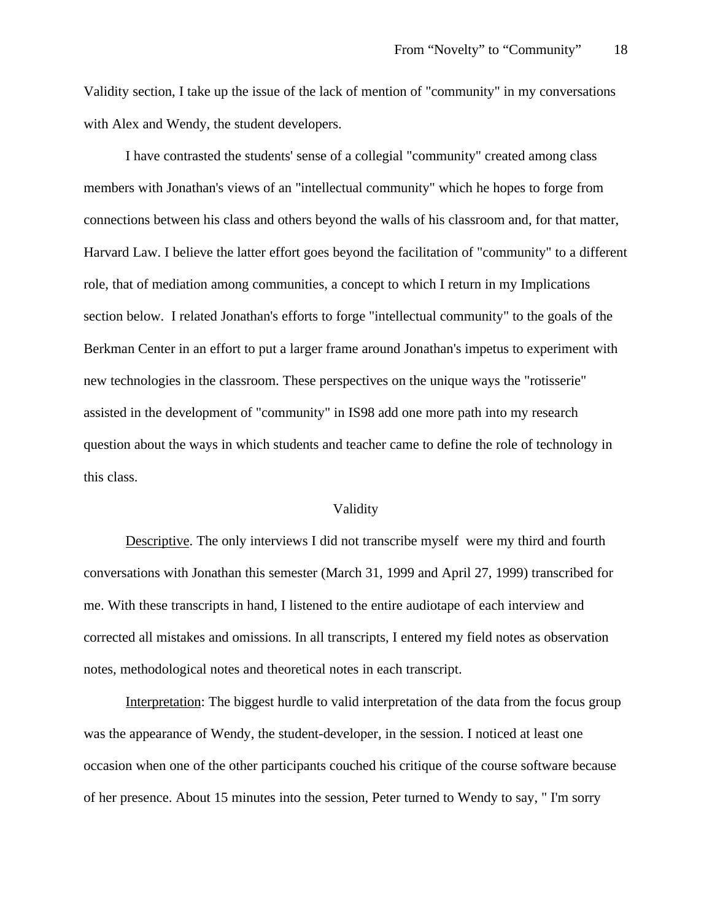Validity section, I take up the issue of the lack of mention of "community" in my conversations with Alex and Wendy, the student developers.

I have contrasted the students' sense of a collegial "community" created among class members with Jonathan's views of an "intellectual community" which he hopes to forge from connections between his class and others beyond the walls of his classroom and, for that matter, Harvard Law. I believe the latter effort goes beyond the facilitation of "community" to a different role, that of mediation among communities, a concept to which I return in my Implications section below. I related Jonathan's efforts to forge "intellectual community" to the goals of the Berkman Center in an effort to put a larger frame around Jonathan's impetus to experiment with new technologies in the classroom. These perspectives on the unique ways the "rotisserie" assisted in the development of "community" in IS98 add one more path into my research question about the ways in which students and teacher came to define the role of technology in this class.

## Validity

Descriptive. The only interviews I did not transcribe myself were my third and fourth conversations with Jonathan this semester (March 31, 1999 and April 27, 1999) transcribed for me. With these transcripts in hand, I listened to the entire audiotape of each interview and corrected all mistakes and omissions. In all transcripts, I entered my field notes as observation notes, methodological notes and theoretical notes in each transcript.

Interpretation: The biggest hurdle to valid interpretation of the data from the focus group was the appearance of Wendy, the student-developer, in the session. I noticed at least one occasion when one of the other participants couched his critique of the course software because of her presence. About 15 minutes into the session, Peter turned to Wendy to say, " I'm sorry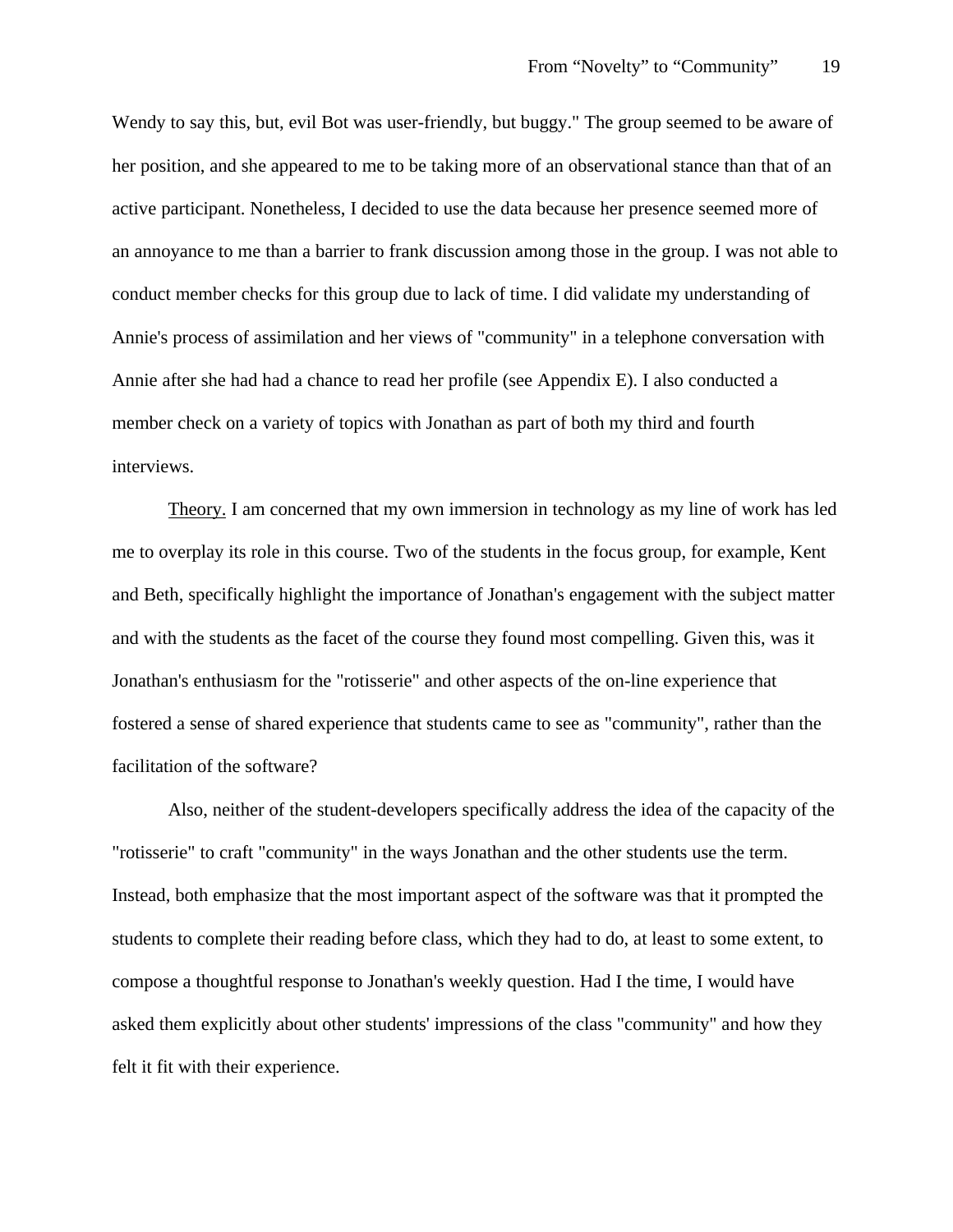Wendy to say this, but, evil Bot was user-friendly, but buggy." The group seemed to be aware of her position, and she appeared to me to be taking more of an observational stance than that of an active participant. Nonetheless, I decided to use the data because her presence seemed more of an annoyance to me than a barrier to frank discussion among those in the group. I was not able to conduct member checks for this group due to lack of time. I did validate my understanding of Annie's process of assimilation and her views of "community" in a telephone conversation with Annie after she had had a chance to read her profile (see Appendix E). I also conducted a member check on a variety of topics with Jonathan as part of both my third and fourth interviews.

<u>Theory.</u> I am concerned that my own immersion in technology as my line of work has led me to overplay its role in this course. Two of the students in the focus group, for example, Kent and Beth, specifically highlight the importance of Jonathan's engagement with the subject matter and with the students as the facet of the course they found most compelling. Given this, was it Jonathan's enthusiasm for the "rotisserie" and other aspects of the on-line experience that fostered a sense of shared experience that students came to see as "community", rather than the facilitation of the software?

Also, neither of the student-developers specifically address the idea of the capacity of the "rotisserie" to craft "community" in the ways Jonathan and the other students use the term. Instead, both emphasize that the most important aspect of the software was that it prompted the students to complete their reading before class, which they had to do, at least to some extent, to compose a thoughtful response to Jonathan's weekly question. Had I the time, I would have asked them explicitly about other students' impressions of the class "community" and how they felt it fit with their experience.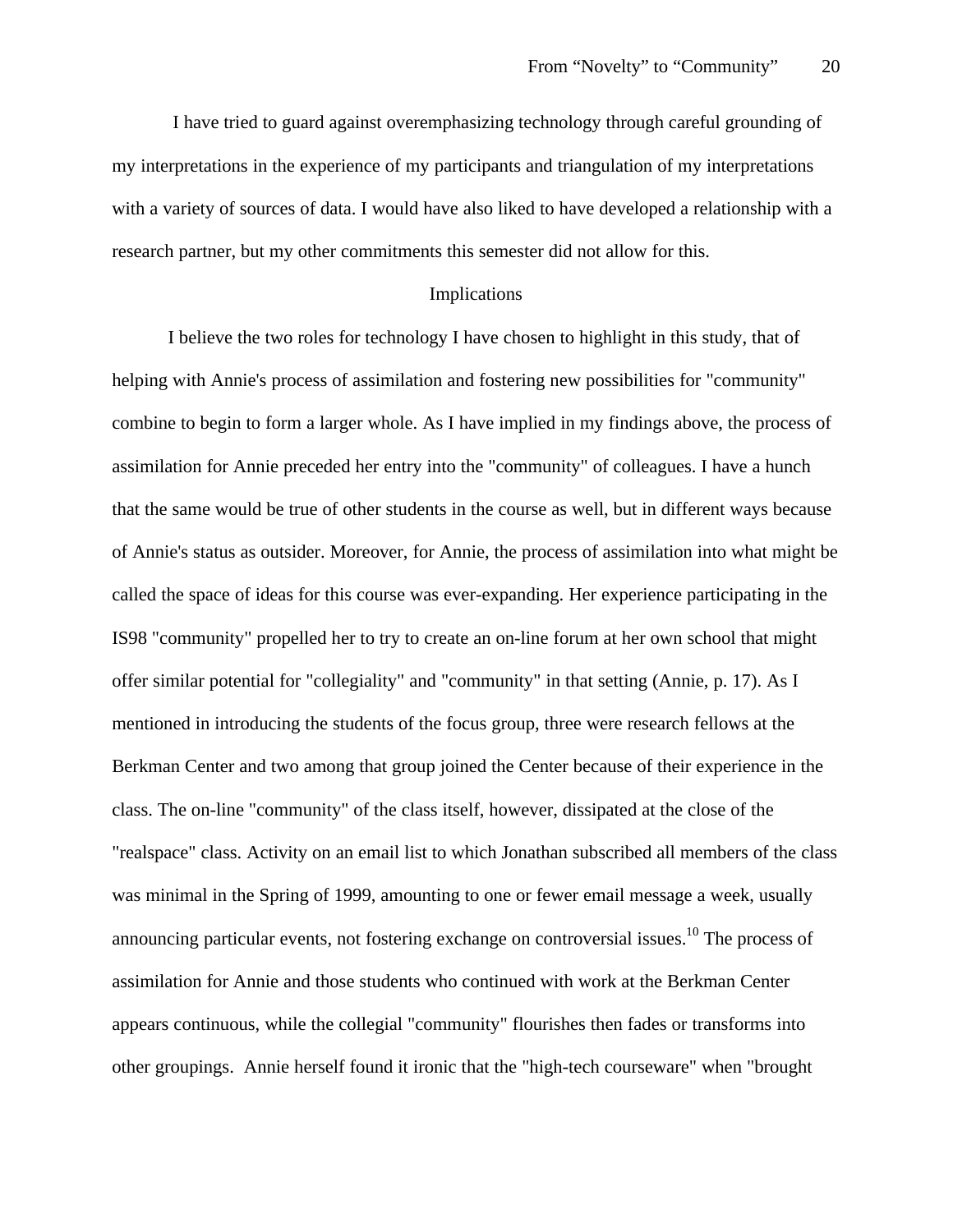I have tried to guard against overemphasizing technology through careful grounding of my interpretations in the experience of my participants and triangulation of my interpretations with a variety of sources of data. I would have also liked to have developed a relationship with a research partner, but my other commitments this semester did not allow for this.

## Implications

I believe the two roles for technology I have chosen to highlight in this study, that of helping with Annie's process of assimilation and fostering new possibilities for "community" combine to begin to form a larger whole. As I have implied in my findings above, the process of assimilation for Annie preceded her entry into the "community" of colleagues. I have a hunch that the same would be true of other students in the course as well, but in different ways because of Annie's status as outsider. Moreover, for Annie, the process of assimilation into what might be called the space of ideas for this course was ever-expanding. Her experience participating in the IS98 "community" propelled her to try to create an on-line forum at her own school that might offer similar potential for "collegiality" and "community" in that setting (Annie, p. 17). As I mentioned in introducing the students of the focus group, three were research fellows at the Berkman Center and two among that group joined the Center because of their experience in the class. The on-line "community" of the class itself, however, dissipated at the close of the "realspace" class. Activity on an email list to which Jonathan subscribed all members of the class was minimal in the Spring of 1999, amounting to one or fewer email message a week, usually announcing particular events, not fostering exchange on controversial issues.[10] The process of assimilation for Annie and those students who continued with work at the Berkman Center appears continuous, while the collegial "community" flourishes then fades or transforms into other groupings. Annie herself found it ironic that the "high-tech courseware" when "brought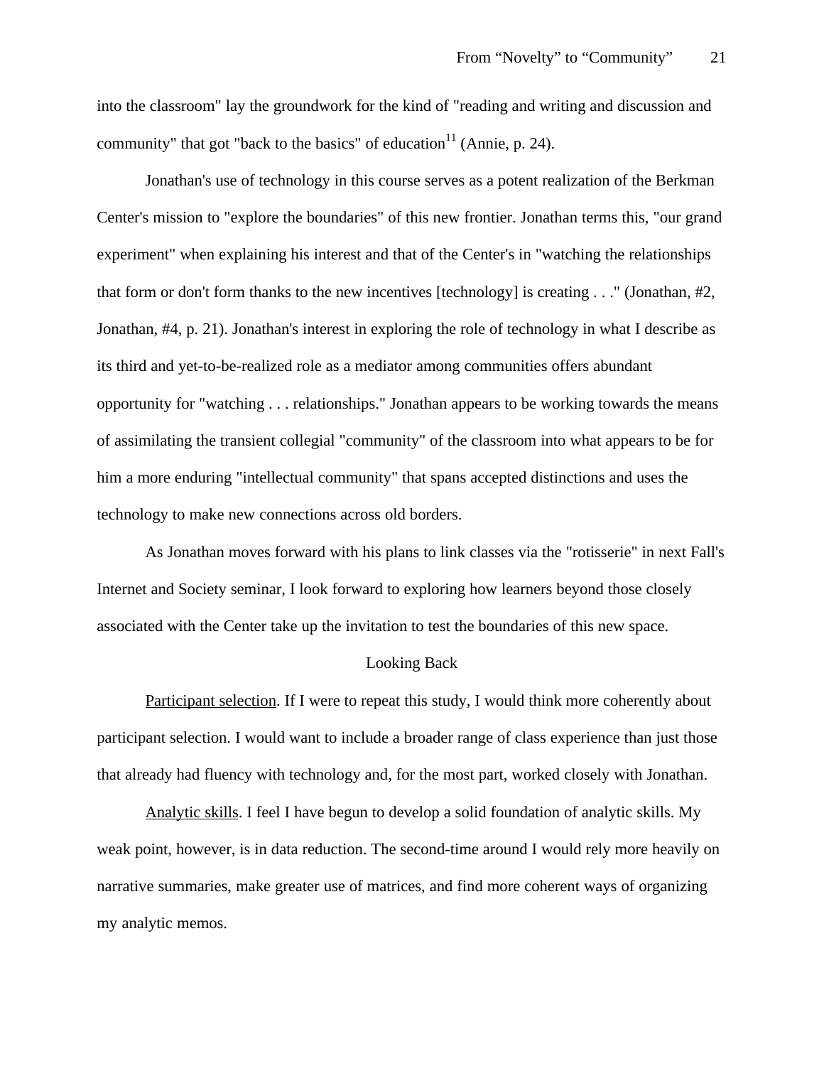into the classroom" lay the groundwork for the kind of "reading and writing and discussion and community" that got "back to the basics" of education[11] (Annie, p. 24).

Jonathan's use of technology in this course serves as a potent realization of the Berkman Center's mission to "explore the boundaries" of this new frontier. Jonathan terms this, "our grand experiment" when explaining his interest and that of the Center's in "watching the relationships that form or don't form thanks to the new incentives [technology] is creating . . ." (Jonathan, #2, Jonathan, #4, p. 21). Jonathan's interest in exploring the role of technology in what I describe as its third and yet-to-be-realized role as a mediator among communities offers abundant opportunity for "watching . . . relationships." Jonathan appears to be working towards the means of assimilating the transient collegial "community" of the classroom into what appears to be for him a more enduring "intellectual community" that spans accepted distinctions and uses the technology to make new connections across old borders.

As Jonathan moves forward with his plans to link classes via the "rotisserie" in next Fall's Internet and Society seminar, I look forward to exploring how learners beyond those closely associated with the Center take up the invitation to test the boundaries of this new space.

## Looking Back

Participant selection. If I were to repeat this study, I would think more coherently about participant selection. I would want to include a broader range of class experience than just those that already had fluency with technology and, for the most part, worked closely with Jonathan.

Analytic skills. I feel I have begun to develop a solid foundation of analytic skills. My weak point, however, is in data reduction. The second-time around I would rely more heavily on narrative summaries, make greater use of matrices, and find more coherent ways of organizing my analytic memos.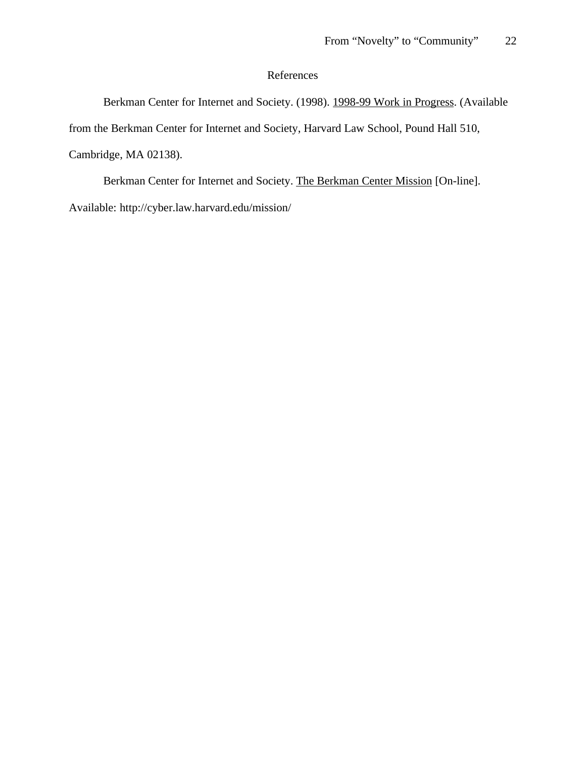## References

Berkman Center for Internet and Society. (1998). 1998-99 Work in Progress. (Available from the Berkman Center for Internet and Society, Harvard Law School, Pound Hall 510, Cambridge, MA 02138).

Berkman Center for Internet and Society. The Berkman Center Mission [On-line]. Available: http://cyber.law.harvard.edu/mission/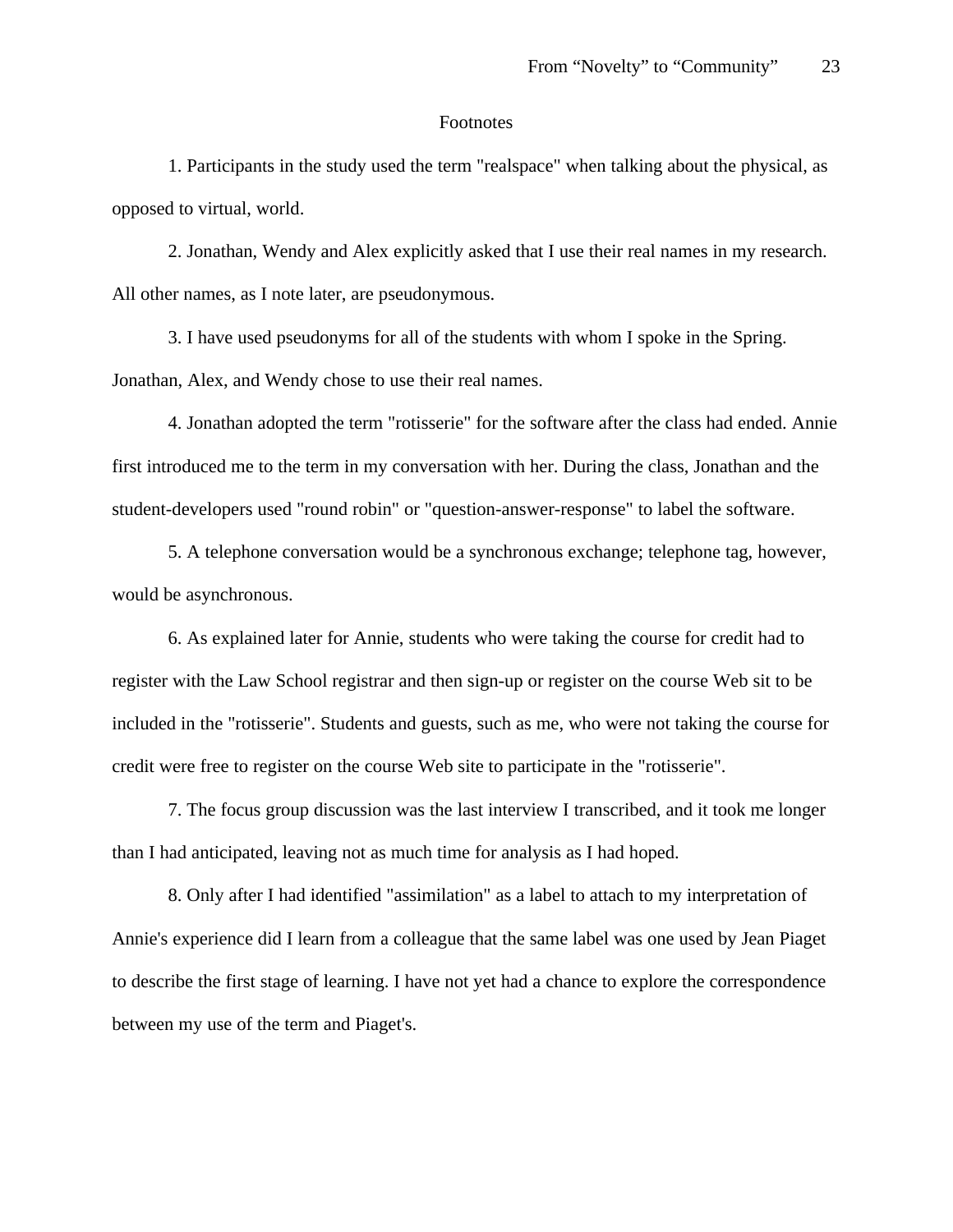# Footnotes

1. Participants in the study used the term "realspace" when talking about the physical, as opposed to virtual, world.

2. Jonathan, Wendy and Alex explicitly asked that I use their real names in my research. All other names, as I note later, are pseudonymous.

3. I have used pseudonyms for all of the students with whom I spoke in the Spring. Jonathan, Alex, and Wendy chose to use their real names.

4. Jonathan adopted the term "rotisserie" for the software after the class had ended. Annie first introduced me to the term in my conversation with her. During the class, Jonathan and the student-developers used "round robin" or "question-answer-response" to label the software.

5. A telephone conversation would be a synchronous exchange; telephone tag, however, would be asynchronous.

6. As explained later for Annie, students who were taking the course for credit had to register with the Law School registrar and then sign-up or register on the course Web sit to be included in the "rotisserie". Students and guests, such as me, who were not taking the course for credit were free to register on the course Web site to participate in the "rotisserie".

7. The focus group discussion was the last interview I transcribed, and it took me longer than I had anticipated, leaving not as much time for analysis as I had hoped.

8. Only after I had identified "assimilation" as a label to attach to my interpretation of Annie's experience did I learn from a colleague that the same label was one used by Jean Piaget to describe the first stage of learning. I have not yet had a chance to explore the correspondence between my use of the term and Piaget's.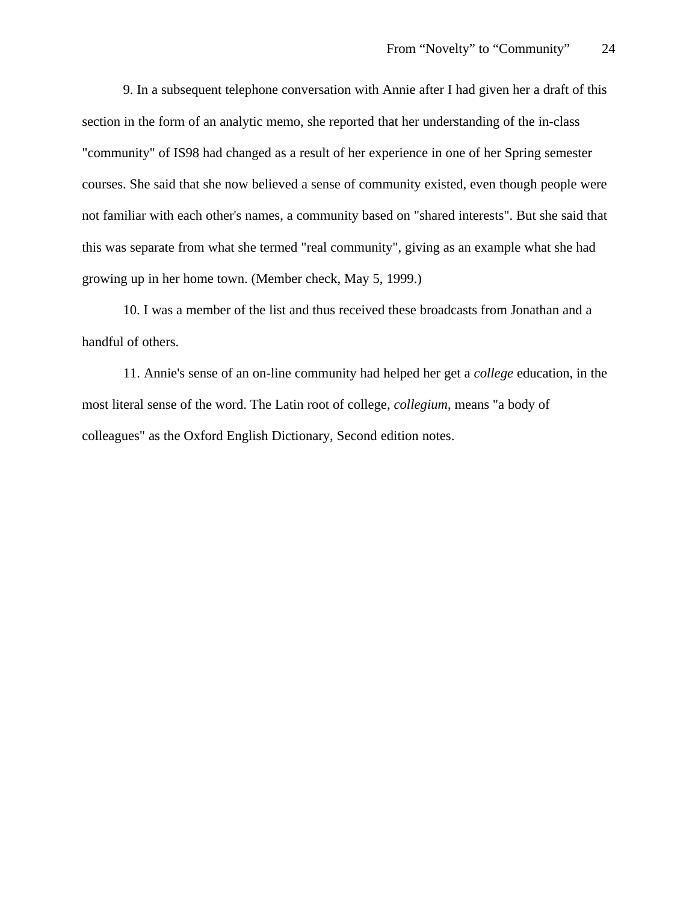9. In a subsequent telephone conversation with Annie after I had given her a draft of this section in the form of an analytic memo, she reported that her understanding of the in-class "community" of IS98 had changed as a result of her experience in one of her Spring semester courses. She said that she now believed a sense of community existed, even though people were not familiar with each other's names, a community based on "shared interests". But she said that this was separate from what she termed "real community", giving as an example what she had growing up in her home town. (Member check, May 5, 1999.)

10. I was a member of the list and thus received these broadcasts from Jonathan and a handful of others.

11. Annie's sense of an on-line community had helped her get a *college* education, in the most literal sense of the word. The Latin root of college, *collegium*, means "a body of colleagues" as the Oxford English Dictionary, Second edition notes.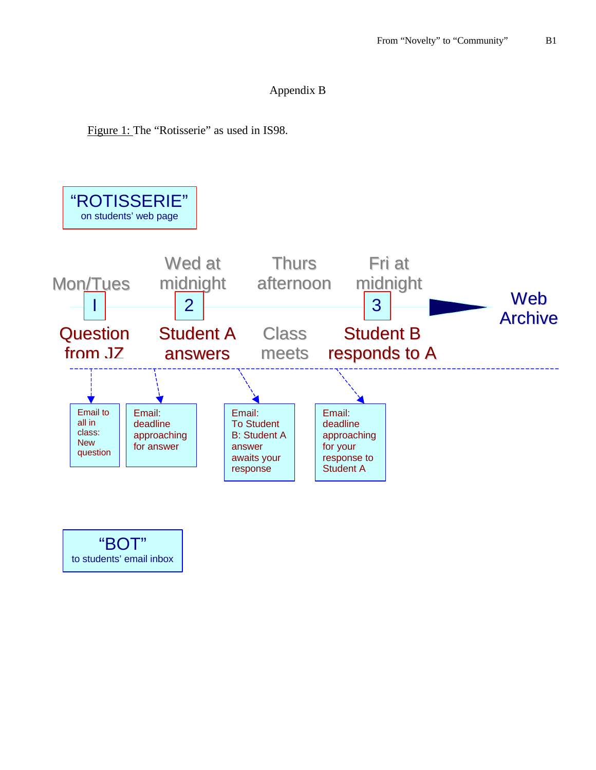Appendix B

Figure 1: The "Rotisserie" as used in IS98.

"ROTISSERIE"
on students' web page

Mon/Tues

1

Question from JZ

Wed at midnight

2

Student A answers

Thurs afternoon

Class meets

Fri at midnight

3

Student B responds to A

Web Archive

Email to all in class: New question

Email: deadline approaching for answer

Email: To Student B: Student A answer awaits your response

Email: deadline approaching for your response to Student A

"BOT"
to students' email inbox